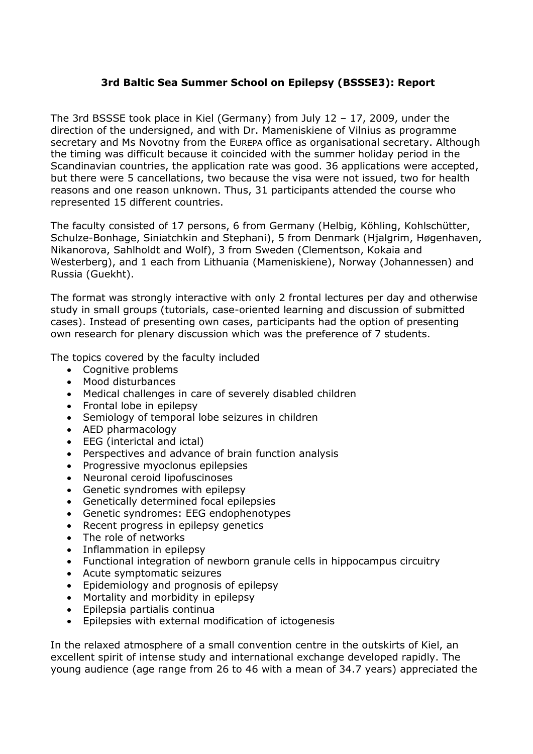# 3rd Baltic Sea Summer School on Epilepsy (BSSSE3): Report

The 3rd BSSSE took place in Kiel (Germany) from July 12 – 17, 2009, under the direction of the undersigned, and with Dr. Mameniskiene of Vilnius as programme secretary and Ms Novotny from the EUREPA office as organisational secretary. Although the timing was difficult because it coincided with the summer holiday period in the Scandinavian countries, the application rate was good. 36 applications were accepted, but there were 5 cancellations, two because the visa were not issued, two for health reasons and one reason unknown. Thus, 31 participants attended the course who represented 15 different countries.

The faculty consisted of 17 persons, 6 from Germany (Helbig, Köhling, Kohlschütter, Schulze-Bonhage, Siniatchkin and Stephani), 5 from Denmark (Hjalgrim, Høgenhaven, Nikanorova, Sahlholdt and Wolf), 3 from Sweden (Clementson, Kokaia and Westerberg), and 1 each from Lithuania (Mameniskiene), Norway (Johannessen) and Russia (Guekht).

The format was strongly interactive with only 2 frontal lectures per day and otherwise study in small groups (tutorials, case-oriented learning and discussion of submitted cases). Instead of presenting own cases, participants had the option of presenting own research for plenary discussion which was the preference of 7 students.

The topics covered by the faculty included

- Cognitive problems
- Mood disturbances
- Medical challenges in care of severely disabled children
- Frontal lobe in epilepsy
- Semiology of temporal lobe seizures in children
- AED pharmacology
- EEG (interictal and ictal)
- Perspectives and advance of brain function analysis
- Progressive myoclonus epilepsies
- Neuronal ceroid lipofuscinoses
- Genetic syndromes with epilepsy
- Genetically determined focal epilepsies
- Genetic syndromes: EEG endophenotypes
- Recent progress in epilepsy genetics
- The role of networks
- Inflammation in epilepsy
- Functional integration of newborn granule cells in hippocampus circuitry
- Acute symptomatic seizures
- Epidemiology and prognosis of epilepsy
- Mortality and morbidity in epilepsy
- Epilepsia partialis continua
- Epilepsies with external modification of ictogenesis

In the relaxed atmosphere of a small convention centre in the outskirts of Kiel, an excellent spirit of intense study and international exchange developed rapidly. The young audience (age range from 26 to 46 with a mean of 34.7 years) appreciated the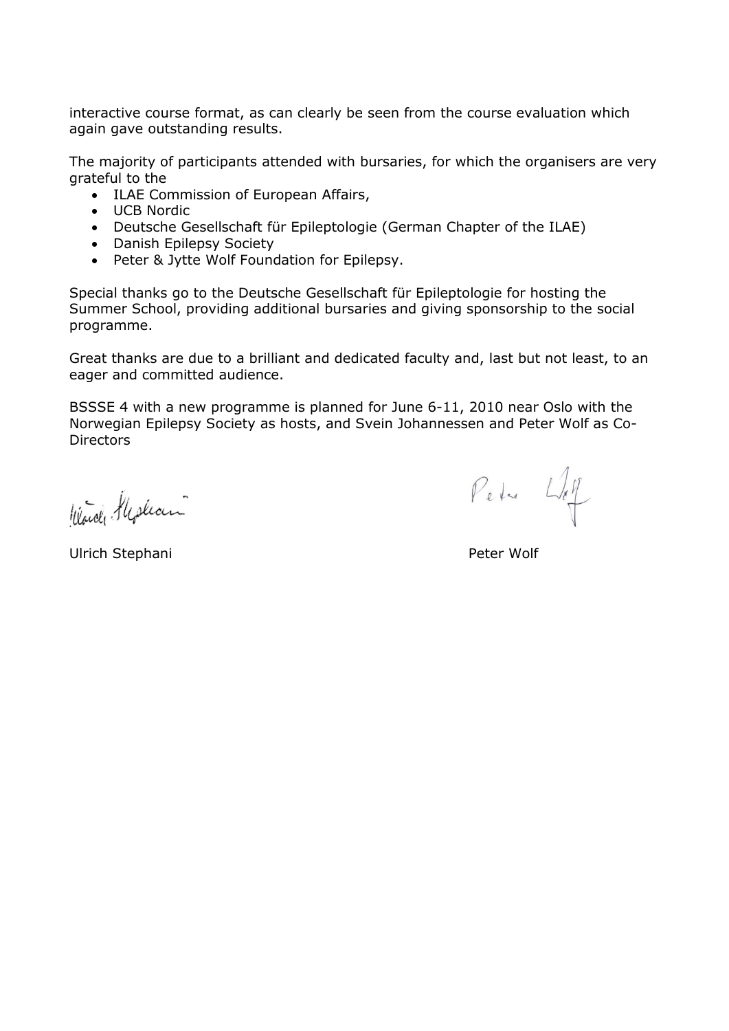interactive course format, as can clearly be seen from the course evaluation which again gave outstanding results.

The majority of participants attended with bursaries, for which the organisers are very grateful to the

- ILAE Commission of European Affairs,
- UCB Nordic
- Deutsche Gesellschaft für Epileptologie (German Chapter of the ILAE)
- Danish Epilepsy Society
- Peter & Jytte Wolf Foundation for Epilepsy.

Special thanks go to the Deutsche Gesellschaft für Epileptologie for hosting the Summer School, providing additional bursaries and giving sponsorship to the social programme.

Great thanks are due to a brilliant and dedicated faculty and, last but not least, to an eager and committed audience.

BSSSE 4 with a new programme is planned for June 6-11, 2010 near Oslo with the Norwegian Epilepsy Society as hosts, and Svein Johannessen and Peter Wolf as Co-Directors

Ulrich Stephani

Peter Wolf